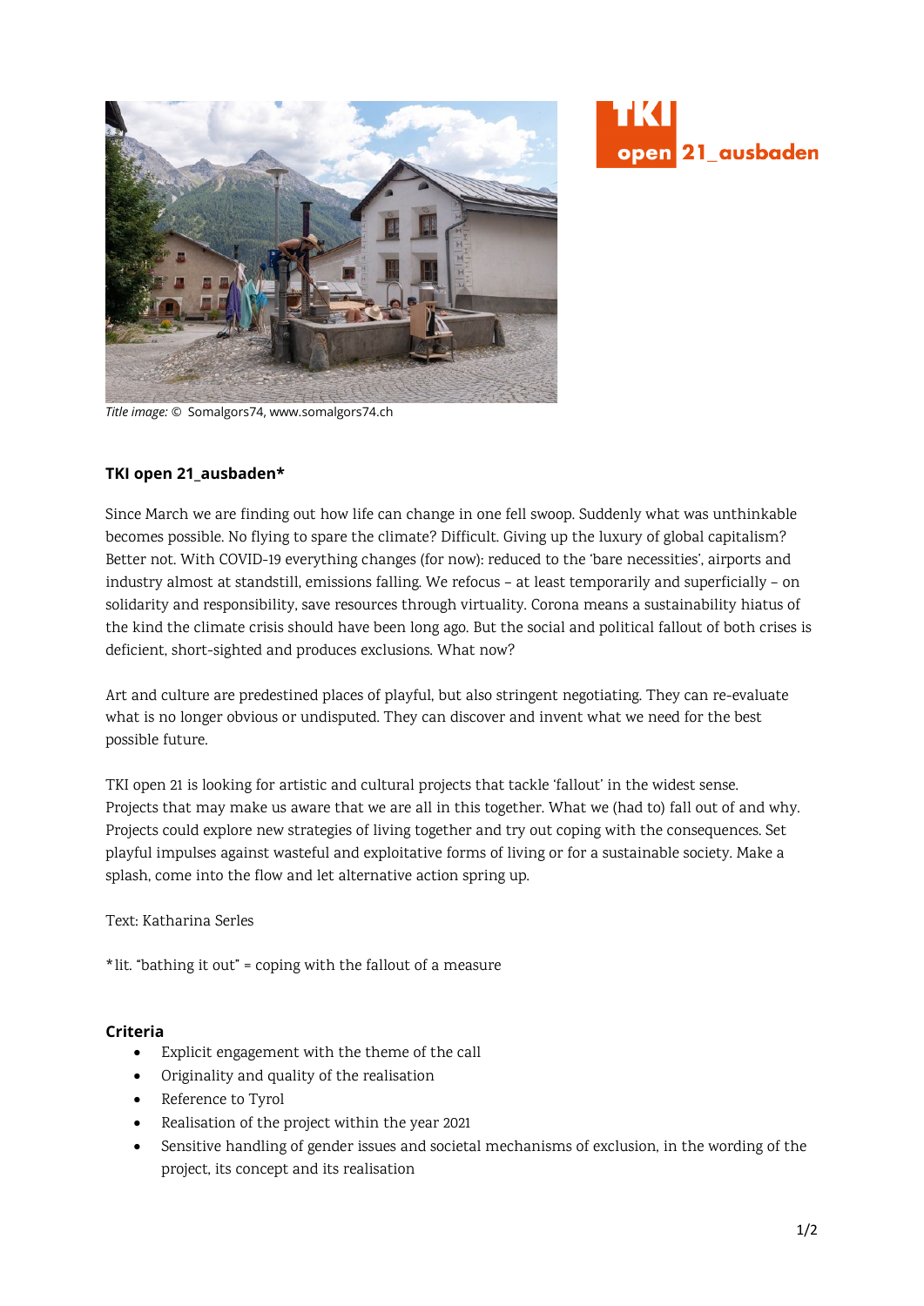*Title image:* © Somalgors74, www.somalgors74.ch

### TKI open 21_ausbaden*

Since March we are finding out how life can change in one fell swoop. Suddenly what was unthinkable becomes possible. No flying to spare the climate? Difficult. Giving up the luxury of global capitalism? Better not. With COVID-19 everything changes (for now): reduced to the 'bare necessities', airports and industry almost at standstill, emissions falling. We refocus – at least temporarily and superficially – on solidarity and responsibility, save resources through virtuality. Corona means a sustainability hiatus of the kind the climate crisis should have been long ago. But the social and political fallout of both crises is deficient, short-sighted and produces exclusions. What now?

Art and culture are predestined places of playful, but also stringent negotiating. They can re-evaluate what is no longer obvious or undisputed. They can discover and invent what we need for the best possible future.

TKI open 21 is looking for artistic and cultural projects that tackle 'fallout' in the widest sense. Projects that may make us aware that we are all in this together. What we (had to) fall out of and why. Projects could explore new strategies of living together and try out coping with the consequences. Set playful impulses against wasteful and exploitative forms of living or for a sustainable society. Make a splash, come into the flow and let alternative action spring up.

Text: Katharina Serles

*lit. "bathing it out" = coping with the fallout of a measure

### Criteria

- Explicit engagement with the theme of the call
- Originality and quality of the realisation
- Reference to Tyrol
- Realisation of the project within the year 2021
- Sensitive handling of gender issues and societal mechanisms of exclusion, in the wording of the project, its concept and its realisation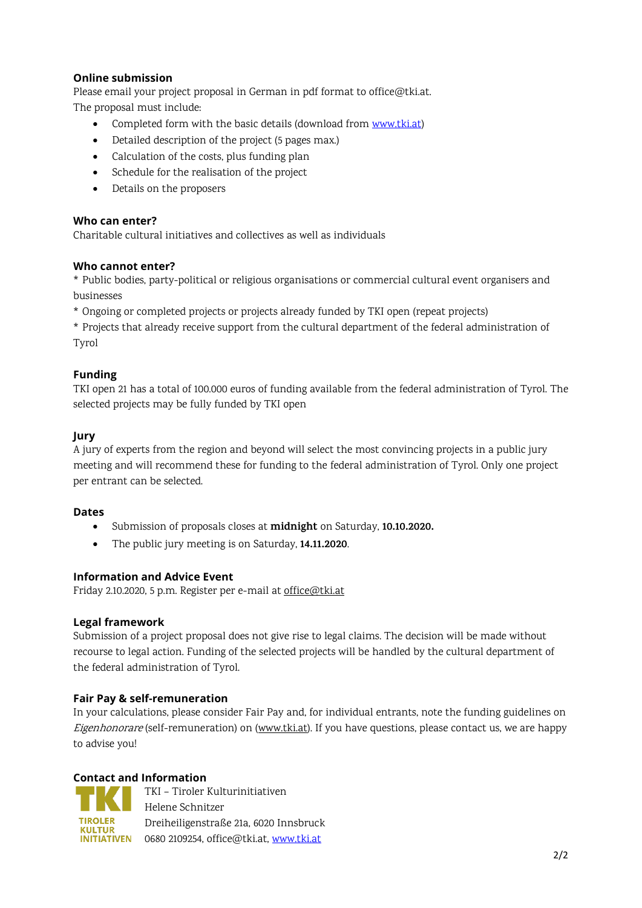**Online submission**

Please email your project proposal in German in pdf format to office@tki.at.
The proposal must include:

- Completed form with the basic details (download from www.tki.at)
- Detailed description of the project (5 pages max.)
- Calculation of the costs, plus funding plan
- Schedule for the realisation of the project
- Details on the proposers

**Who can enter?**

Charitable cultural initiatives and collectives as well as individuals

**Who cannot enter?**

* Public bodies, party-political or religious organisations or commercial cultural event organisers and businesses
* Ongoing or completed projects or projects already funded by TKI open (repeat projects)
* Projects that already receive support from the cultural department of the federal administration of Tyrol

**Funding**

TKI open 21 has a total of 100.000 euros of funding available from the federal administration of Tyrol. The selected projects may be fully funded by TKI open

**Jury**

A jury of experts from the region and beyond will select the most convincing projects in a public jury meeting and will recommend these for funding to the federal administration of Tyrol. Only one project per entrant can be selected.

**Dates**

- Submission of proposals closes at **midnight** on Saturday, **10.10.2020.**
- The public jury meeting is on Saturday, **14.11.2020**.

**Information and Advice Event**

Friday 2.10.2020, 5 p.m. Register per e-mail at office@tki.at

**Legal framework**

Submission of a project proposal does not give rise to legal claims. The decision will be made without recourse to legal action. Funding of the selected projects will be handled by the cultural department of the federal administration of Tyrol.

**Fair Pay & self-remuneration**

In your calculations, please consider Fair Pay and, for individual entrants, note the funding guidelines on *Eigenhonorare* (self-remuneration) on (www.tki.at). If you have questions, please contact us, we are happy to advise you!

**Contact and Information**

TKI
TIROLER KULTUR INITIATIVEN

TKI – Tiroler Kulturinitiativen
Helene Schnitzer
Dreiheiligenstraße 21a, 6020 Innsbruck
0680 2109254, office@tki.at, www.tki.at